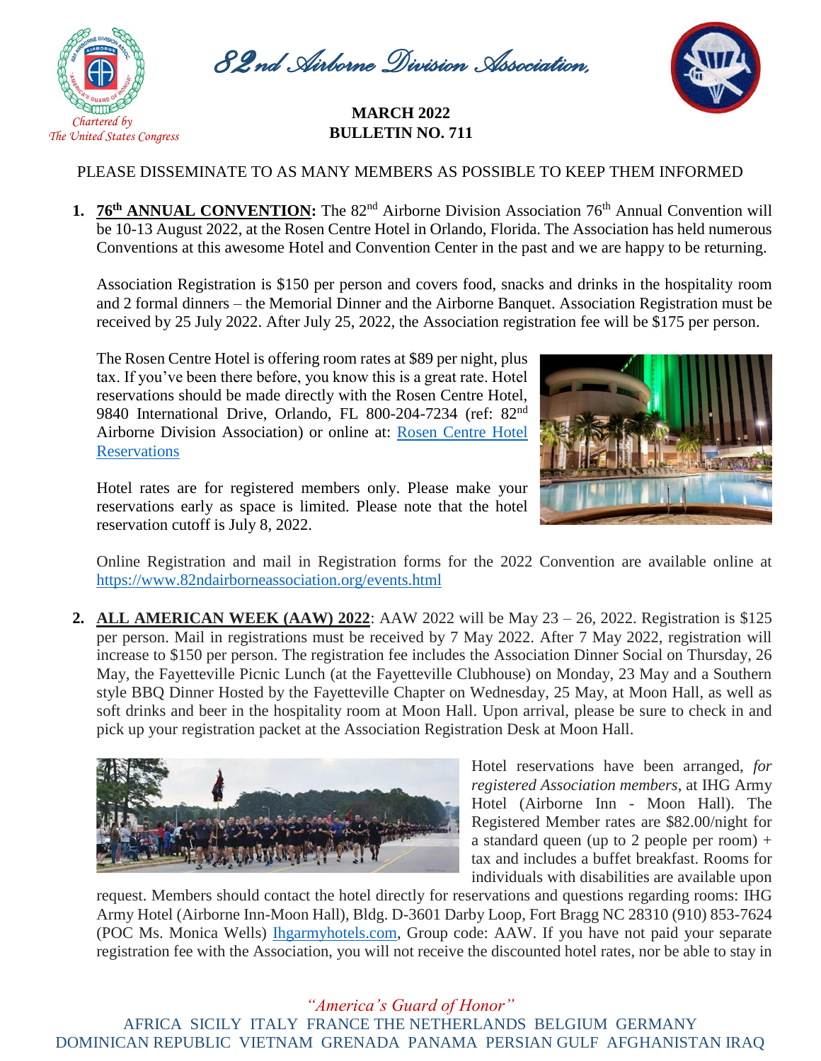# 82nd Airborne Division Association

*Chartered by The United States Congress*

**MARCH 2022**
**BULLETIN NO. 711**

PLEASE DISSEMINATE TO AS MANY MEMBERS AS POSSIBLE TO KEEP THEM INFORMED

1. **76th ANNUAL CONVENTION:** The 82nd Airborne Division Association 76th Annual Convention will be 10-13 August 2022, at the Rosen Centre Hotel in Orlando, Florida. The Association has held numerous Conventions at this awesome Hotel and Convention Center in the past and we are happy to be returning.

   Association Registration is $150 per person and covers food, snacks and drinks in the hospitality room and 2 formal dinners – the Memorial Dinner and the Airborne Banquet. Association Registration must be received by 25 July 2022. After July 25, 2022, the Association registration fee will be $175 per person.

   The Rosen Centre Hotel is offering room rates at $89 per night, plus tax. If you've been there before, you know this is a great rate. Hotel reservations should be made directly with the Rosen Centre Hotel, 9840 International Drive, Orlando, FL 800-204-7234 (ref: 82nd Airborne Division Association) or online at: [Rosen Centre Hotel Reservations]

   Hotel rates are for registered members only. Please make your reservations early as space is limited. Please note that the hotel reservation cutoff is July 8, 2022.

   Online Registration and mail in Registration forms for the 2022 Convention are available online at https://www.82ndairborneassociation.org/events.html

2. **ALL AMERICAN WEEK (AAW) 2022**: AAW 2022 will be May 23 – 26, 2022. Registration is $125 per person. Mail in registrations must be received by 7 May 2022. After 7 May 2022, registration will increase to $150 per person. The registration fee includes the Association Dinner Social on Thursday, 26 May, the Fayetteville Picnic Lunch (at the Fayetteville Clubhouse) on Monday, 23 May and a Southern style BBQ Dinner Hosted by the Fayetteville Chapter on Wednesday, 25 May, at Moon Hall, as well as soft drinks and beer in the hospitality room at Moon Hall. Upon arrival, please be sure to check in and pick up your registration packet at the Association Registration Desk at Moon Hall.

   Hotel reservations have been arranged, *for registered Association members*, at IHG Army Hotel (Airborne Inn - Moon Hall). The Registered Member rates are $82.00/night for a standard queen (up to 2 people per room) + tax and includes a buffet breakfast. Rooms for individuals with disabilities are available upon request. Members should contact the hotel directly for reservations and questions regarding rooms: IHG Army Hotel (Airborne Inn-Moon Hall), Bldg. D-3601 Darby Loop, Fort Bragg NC 28310 (910) 853-7624 (POC Ms. Monica Wells) Ihgarmyhotels.com, Group code: AAW. If you have not paid your separate registration fee with the Association, you will not receive the discounted hotel rates, nor be able to stay in

*"America's Guard of Honor"*

AFRICA SICILY ITALY FRANCE THE NETHERLANDS BELGIUM GERMANY DOMINICAN REPUBLIC VIETNAM GRENADA PANAMA PERSIAN GULF AFGHANISTAN IRAQ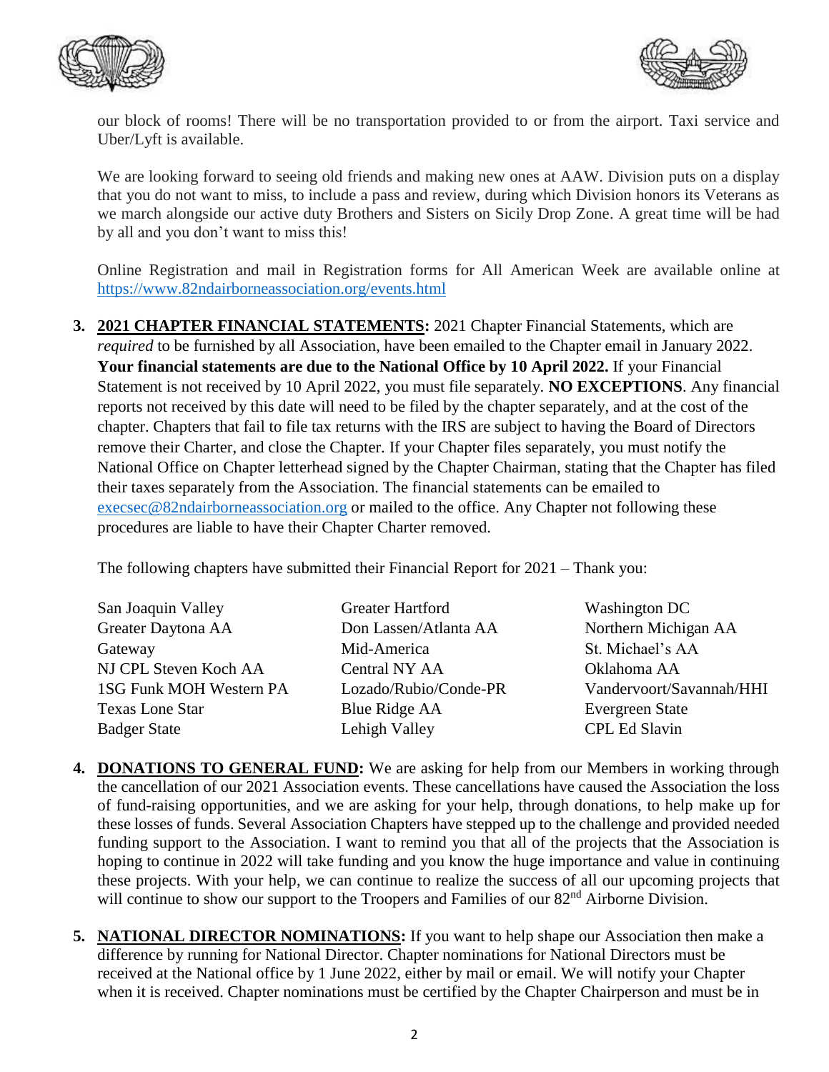our block of rooms! There will be no transportation provided to or from the airport. Taxi service and Uber/Lyft is available.

We are looking forward to seeing old friends and making new ones at AAW. Division puts on a display that you do not want to miss, to include a pass and review, during which Division honors its Veterans as we march alongside our active duty Brothers and Sisters on Sicily Drop Zone. A great time will be had by all and you don't want to miss this!

Online Registration and mail in Registration forms for All American Week are available online at https://www.82ndairborneassociation.org/events.html

3. **2021 CHAPTER FINANCIAL STATEMENTS:** 2021 Chapter Financial Statements, which are *required* to be furnished by all Association, have been emailed to the Chapter email in January 2022. **Your financial statements are due to the National Office by 10 April 2022.** If your Financial Statement is not received by 10 April 2022, you must file separately. **NO EXCEPTIONS**. Any financial reports not received by this date will need to be filed by the chapter separately, and at the cost of the chapter. Chapters that fail to file tax returns with the IRS are subject to having the Board of Directors remove their Charter, and close the Chapter. If your Chapter files separately, you must notify the National Office on Chapter letterhead signed by the Chapter Chairman, stating that the Chapter has filed their taxes separately from the Association. The financial statements can be emailed to execsec@82ndairborneassociation.org or mailed to the office. Any Chapter not following these procedures are liable to have their Chapter Charter removed.

   The following chapters have submitted their Financial Report for 2021 – Thank you:

   | | | |
   |---|---|---|
   | San Joaquin Valley | Greater Hartford | Washington DC |
   | Greater Daytona AA | Don Lassen/Atlanta AA | Northern Michigan AA |
   | Gateway | Mid-America | St. Michael's AA |
   | NJ CPL Steven Koch AA | Central NY AA | Oklahoma AA |
   | 1SG Funk MOH Western PA | Lozado/Rubio/Conde-PR | Vandervoort/Savannah/HHI |
   | Texas Lone Star | Blue Ridge AA | Evergreen State |
   | Badger State | Lehigh Valley | CPL Ed Slavin |

4. **DONATIONS TO GENERAL FUND:** We are asking for help from our Members in working through the cancellation of our 2021 Association events. These cancellations have caused the Association the loss of fund-raising opportunities, and we are asking for your help, through donations, to help make up for these losses of funds. Several Association Chapters have stepped up to the challenge and provided needed funding support to the Association. I want to remind you that all of the projects that the Association is hoping to continue in 2022 will take funding and you know the huge importance and value in continuing these projects. With your help, we can continue to realize the success of all our upcoming projects that will continue to show our support to the Troopers and Families of our 82nd Airborne Division.

5. **NATIONAL DIRECTOR NOMINATIONS:** If you want to help shape our Association then make a difference by running for National Director. Chapter nominations for National Directors must be received at the National office by 1 June 2022, either by mail or email. We will notify your Chapter when it is received. Chapter nominations must be certified by the Chapter Chairperson and must be in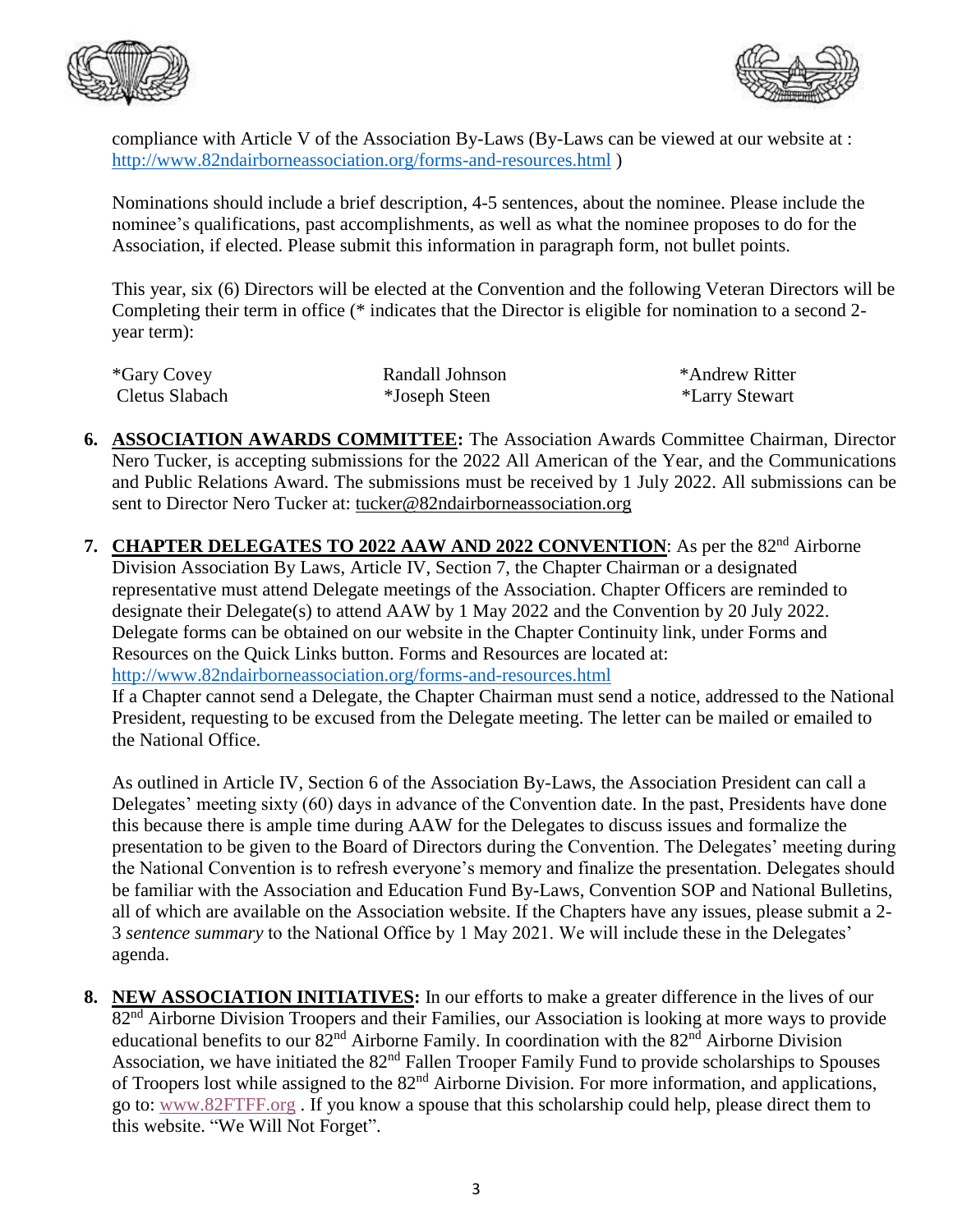compliance with Article V of the Association By-Laws (By-Laws can be viewed at our website at : http://www.82ndairborneassociation.org/forms-and-resources.html )

Nominations should include a brief description, 4-5 sentences, about the nominee. Please include the nominee's qualifications, past accomplishments, as well as what the nominee proposes to do for the Association, if elected. Please submit this information in paragraph form, not bullet points.

This year, six (6) Directors will be elected at the Convention and the following Veteran Directors will be Completing their term in office (* indicates that the Director is eligible for nomination to a second 2-year term):

| | | |
|---|---|---|
| *Gary Covey | Randall Johnson | *Andrew Ritter |
| Cletus Slabach | *Joseph Steen | *Larry Stewart |

6. **ASSOCIATION AWARDS COMMITTEE:** The Association Awards Committee Chairman, Director Nero Tucker, is accepting submissions for the 2022 All American of the Year, and the Communications and Public Relations Award. The submissions must be received by 1 July 2022. All submissions can be sent to Director Nero Tucker at: tucker@82ndairborneassociation.org

7. **CHAPTER DELEGATES TO 2022 AAW AND 2022 CONVENTION**: As per the 82nd Airborne Division Association By Laws, Article IV, Section 7, the Chapter Chairman or a designated representative must attend Delegate meetings of the Association. Chapter Officers are reminded to designate their Delegate(s) to attend AAW by 1 May 2022 and the Convention by 20 July 2022. Delegate forms can be obtained on our website in the Chapter Continuity link, under Forms and Resources on the Quick Links button. Forms and Resources are located at: http://www.82ndairborneassociation.org/forms-and-resources.html
   If a Chapter cannot send a Delegate, the Chapter Chairman must send a notice, addressed to the National President, requesting to be excused from the Delegate meeting. The letter can be mailed or emailed to the National Office.

   As outlined in Article IV, Section 6 of the Association By-Laws, the Association President can call a Delegates' meeting sixty (60) days in advance of the Convention date. In the past, Presidents have done this because there is ample time during AAW for the Delegates to discuss issues and formalize the presentation to be given to the Board of Directors during the Convention. The Delegates' meeting during the National Convention is to refresh everyone's memory and finalize the presentation. Delegates should be familiar with the Association and Education Fund By-Laws, Convention SOP and National Bulletins, all of which are available on the Association website. If the Chapters have any issues, please submit a 2-3 *sentence summary* to the National Office by 1 May 2021. We will include these in the Delegates' agenda.

8. **NEW ASSOCIATION INITIATIVES:** In our efforts to make a greater difference in the lives of our 82nd Airborne Division Troopers and their Families, our Association is looking at more ways to provide educational benefits to our 82nd Airborne Family. In coordination with the 82nd Airborne Division Association, we have initiated the 82nd Fallen Trooper Family Fund to provide scholarships to Spouses of Troopers lost while assigned to the 82nd Airborne Division. For more information, and applications, go to: www.82FTFF.org . If you know a spouse that this scholarship could help, please direct them to this website. "We Will Not Forget".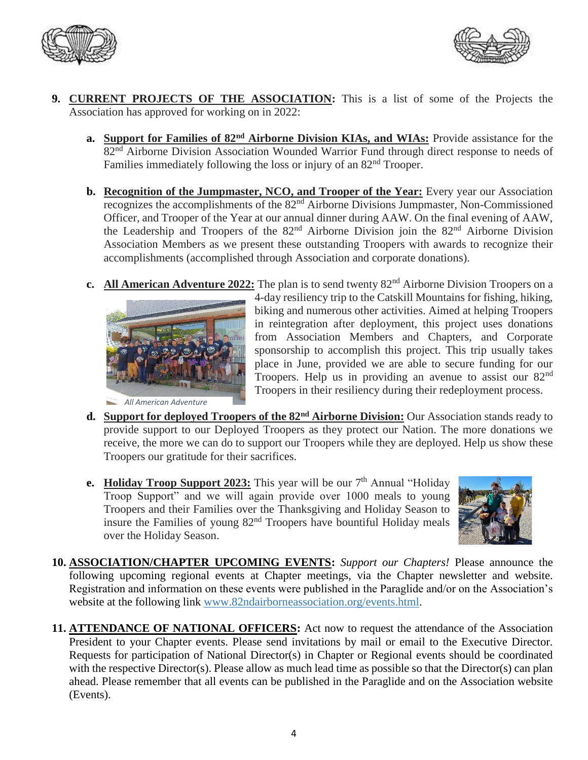9. **CURRENT PROJECTS OF THE ASSOCIATION:** This is a list of some of the Projects the Association has approved for working on in 2022:

   a. **Support for Families of 82nd Airborne Division KIAs, and WIAs:** Provide assistance for the 82nd Airborne Division Association Wounded Warrior Fund through direct response to needs of Families immediately following the loss or injury of an 82nd Trooper.

   b. **Recognition of the Jumpmaster, NCO, and Trooper of the Year:** Every year our Association recognizes the accomplishments of the 82nd Airborne Divisions Jumpmaster, Non-Commissioned Officer, and Trooper of the Year at our annual dinner during AAW. On the final evening of AAW, the Leadership and Troopers of the 82nd Airborne Division join the 82nd Airborne Division Association Members as we present these outstanding Troopers with awards to recognize their accomplishments (accomplished through Association and corporate donations).

   c. **All American Adventure 2022:** The plan is to send twenty 82nd Airborne Division Troopers on a 4-day resiliency trip to the Catskill Mountains for fishing, hiking, biking and numerous other activities. Aimed at helping Troopers in reintegration after deployment, this project uses donations from Association Members and Chapters, and Corporate sponsorship to accomplish this project. This trip usually takes place in June, provided we are able to secure funding for our Troopers. Help us in providing an avenue to assist our 82nd Troopers in their resiliency during their redeployment process.

      *All American Adventure*

   d. **Support for deployed Troopers of the 82nd Airborne Division:** Our Association stands ready to provide support to our Deployed Troopers as they protect our Nation. The more donations we receive, the more we can do to support our Troopers while they are deployed. Help us show these Troopers our gratitude for their sacrifices.

   e. **Holiday Troop Support 2023:** This year will be our 7th Annual "Holiday Troop Support" and we will again provide over 1000 meals to young Troopers and their Families over the Thanksgiving and Holiday Season to insure the Families of young 82nd Troopers have bountiful Holiday meals over the Holiday Season.

10. **ASSOCIATION/CHAPTER UPCOMING EVENTS:** *Support our Chapters!* Please announce the following upcoming regional events at Chapter meetings, via the Chapter newsletter and website. Registration and information on these events were published in the Paraglide and/or on the Association's website at the following link www.82ndairborneassociation.org/events.html.

11. **ATTENDANCE OF NATIONAL OFFICERS:** Act now to request the attendance of the Association President to your Chapter events. Please send invitations by mail or email to the Executive Director. Requests for participation of National Director(s) in Chapter or Regional events should be coordinated with the respective Director(s). Please allow as much lead time as possible so that the Director(s) can plan ahead. Please remember that all events can be published in the Paraglide and on the Association website (Events).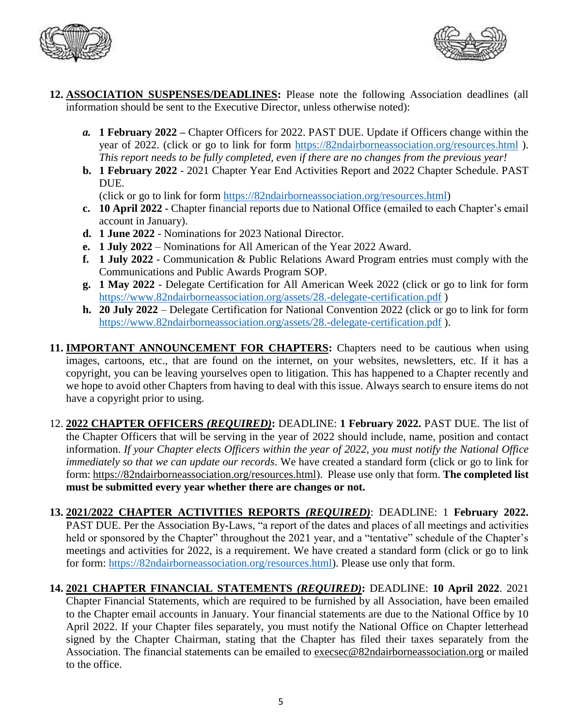12. **ASSOCIATION SUSPENSES/DEADLINES:** Please note the following Association deadlines (all information should be sent to the Executive Director, unless otherwise noted):

   a. **1 February 2022 –** Chapter Officers for 2022. PAST DUE. Update if Officers change within the year of 2022. (click or go to link for form https://82ndairborneassociation.org/resources.html ). *This report needs to be fully completed, even if there are no changes from the previous year!*
   
   b. **1 February 2022** - 2021 Chapter Year End Activities Report and 2022 Chapter Schedule. PAST DUE.
   (click or go to link for form https://82ndairborneassociation.org/resources.html)
   
   c. **10 April 2022** - Chapter financial reports due to National Office (emailed to each Chapter's email account in January).
   
   d. **1 June 2022** - Nominations for 2023 National Director.
   
   e. **1 July 2022** – Nominations for All American of the Year 2022 Award.
   
   f. **1 July 2022** - Communication & Public Relations Award Program entries must comply with the Communications and Public Awards Program SOP.
   
   g. **1 May 2022** - Delegate Certification for All American Week 2022 (click or go to link for form https://www.82ndairborneassociation.org/assets/28.-delegate-certification.pdf )
   
   h. **20 July 2022** – Delegate Certification for National Convention 2022 (click or go to link for form https://www.82ndairborneassociation.org/assets/28.-delegate-certification.pdf ).

11. **IMPORTANT ANNOUNCEMENT FOR CHAPTERS:** Chapters need to be cautious when using images, cartoons, etc., that are found on the internet, on your websites, newsletters, etc. If it has a copyright, you can be leaving yourselves open to litigation. This has happened to a Chapter recently and we hope to avoid other Chapters from having to deal with this issue. Always search to ensure items do not have a copyright prior to using.

12. **2022 CHAPTER OFFICERS *(REQUIRED)*:** DEADLINE: **1 February 2022.** PAST DUE. The list of the Chapter Officers that will be serving in the year of 2022 should include, name, position and contact information. *If your Chapter elects Officers within the year of 2022, you must notify the National Office immediately so that we can update our records*. We have created a standard form (click or go to link for form: https://82ndairborneassociation.org/resources.html). Please use only that form. **The completed list must be submitted every year whether there are changes or not.**

13. **2021/2022 CHAPTER ACTIVITIES REPORTS *(REQUIRED)***: DEADLINE: 1 **February 2022.** PAST DUE. Per the Association By-Laws, "a report of the dates and places of all meetings and activities held or sponsored by the Chapter" throughout the 2021 year, and a "tentative" schedule of the Chapter's meetings and activities for 2022, is a requirement. We have created a standard form (click or go to link for form: https://82ndairborneassociation.org/resources.html). Please use only that form.

14. **2021 CHAPTER FINANCIAL STATEMENTS *(REQUIRED)*:** DEADLINE: **10 April 2022**. 2021 Chapter Financial Statements, which are required to be furnished by all Association, have been emailed to the Chapter email accounts in January. Your financial statements are due to the National Office by 10 April 2022. If your Chapter files separately, you must notify the National Office on Chapter letterhead signed by the Chapter Chairman, stating that the Chapter has filed their taxes separately from the Association. The financial statements can be emailed to execsec@82ndairborneassociation.org or mailed to the office.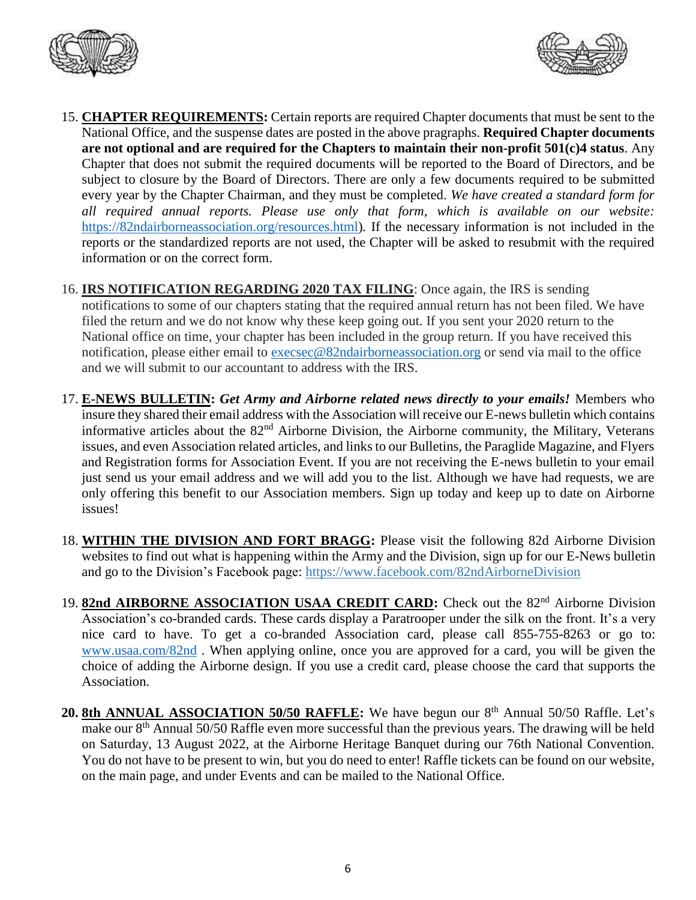15. **CHAPTER REQUIREMENTS:** Certain reports are required Chapter documents that must be sent to the National Office, and the suspense dates are posted in the above pragraphs. **Required Chapter documents are not optional and are required for the Chapters to maintain their non-profit 501(c)4 status**. Any Chapter that does not submit the required documents will be reported to the Board of Directors, and be subject to closure by the Board of Directors. There are only a few documents required to be submitted every year by the Chapter Chairman, and they must be completed. *We have created a standard form for all required annual reports. Please use only that form, which is available on our website:* https://82ndairborneassociation.org/resources.html). If the necessary information is not included in the reports or the standardized reports are not used, the Chapter will be asked to resubmit with the required information or on the correct form.

16. **IRS NOTIFICATION REGARDING 2020 TAX FILING**: Once again, the IRS is sending notifications to some of our chapters stating that the required annual return has not been filed. We have filed the return and we do not know why these keep going out. If you sent your 2020 return to the National office on time, your chapter has been included in the group return. If you have received this notification, please either email to execsec@82ndairborneassociation.org or send via mail to the office and we will submit to our accountant to address with the IRS.

17. **E-NEWS BULLETIN:** ***Get Army and Airborne related news directly to your emails!*** Members who insure they shared their email address with the Association will receive our E-news bulletin which contains informative articles about the 82nd Airborne Division, the Airborne community, the Military, Veterans issues, and even Association related articles, and links to our Bulletins, the Paraglide Magazine, and Flyers and Registration forms for Association Event. If you are not receiving the E-news bulletin to your email just send us your email address and we will add you to the list. Although we have had requests, we are only offering this benefit to our Association members. Sign up today and keep up to date on Airborne issues!

18. **WITHIN THE DIVISION AND FORT BRAGG:** Please visit the following 82d Airborne Division websites to find out what is happening within the Army and the Division, sign up for our E-News bulletin and go to the Division's Facebook page: https://www.facebook.com/82ndAirborneDivision

19. **82nd AIRBORNE ASSOCIATION USAA CREDIT CARD:** Check out the 82nd Airborne Division Association's co-branded cards. These cards display a Paratrooper under the silk on the front. It's a very nice card to have. To get a co-branded Association card, please call 855-755-8263 or go to: www.usaa.com/82nd . When applying online, once you are approved for a card, you will be given the choice of adding the Airborne design. If you use a credit card, please choose the card that supports the Association.

20. **8th ANNUAL ASSOCIATION 50/50 RAFFLE:** We have begun our 8th Annual 50/50 Raffle. Let's make our 8th Annual 50/50 Raffle even more successful than the previous years. The drawing will be held on Saturday, 13 August 2022, at the Airborne Heritage Banquet during our 76th National Convention. You do not have to be present to win, but you do need to enter! Raffle tickets can be found on our website, on the main page, and under Events and can be mailed to the National Office.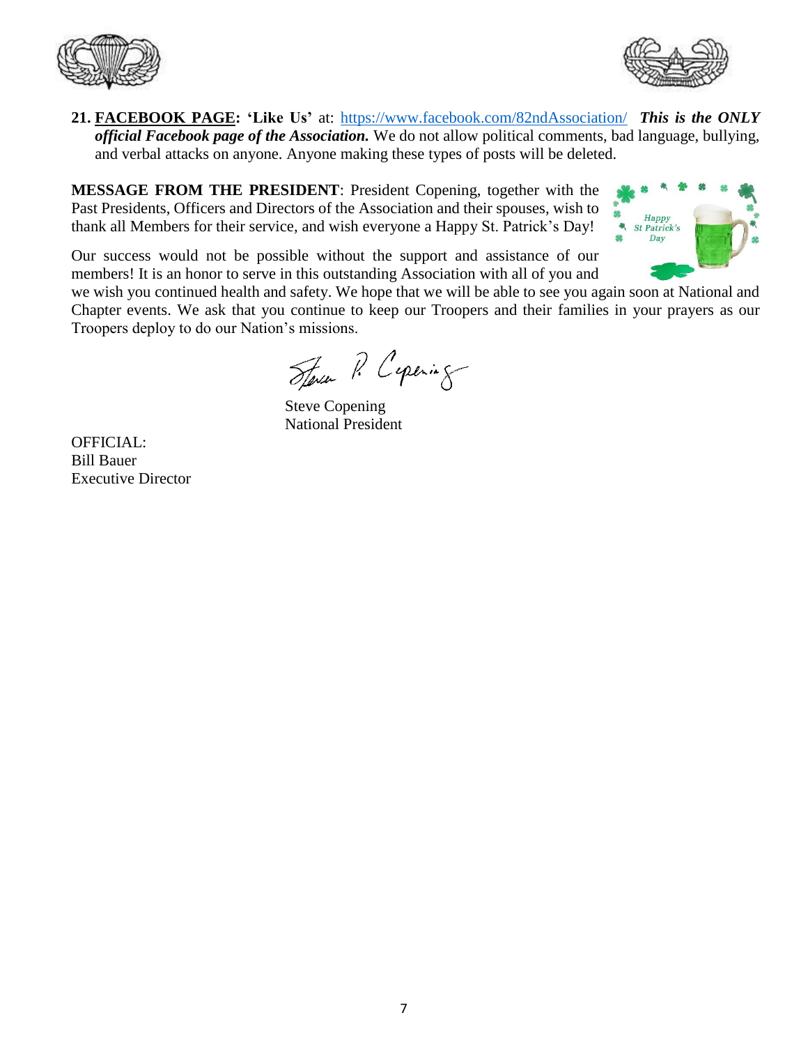21. **FACEBOOK PAGE: 'Like Us'** at: https://www.facebook.com/82ndAssociation/ ***This is the ONLY official Facebook page of the Association.*** We do not allow political comments, bad language, bullying, and verbal attacks on anyone. Anyone making these types of posts will be deleted.

**MESSAGE FROM THE PRESIDENT**: President Copening, together with the Past Presidents, Officers and Directors of the Association and their spouses, wish to thank all Members for their service, and wish everyone a Happy St. Patrick's Day!

Our success would not be possible without the support and assistance of our members! It is an honor to serve in this outstanding Association with all of you and we wish you continued health and safety. We hope that we will be able to see you again soon at National and Chapter events. We ask that you continue to keep our Troopers and their families in your prayers as our Troopers deploy to do our Nation's missions.

Steve Copening
National President

OFFICIAL:
Bill Bauer
Executive Director